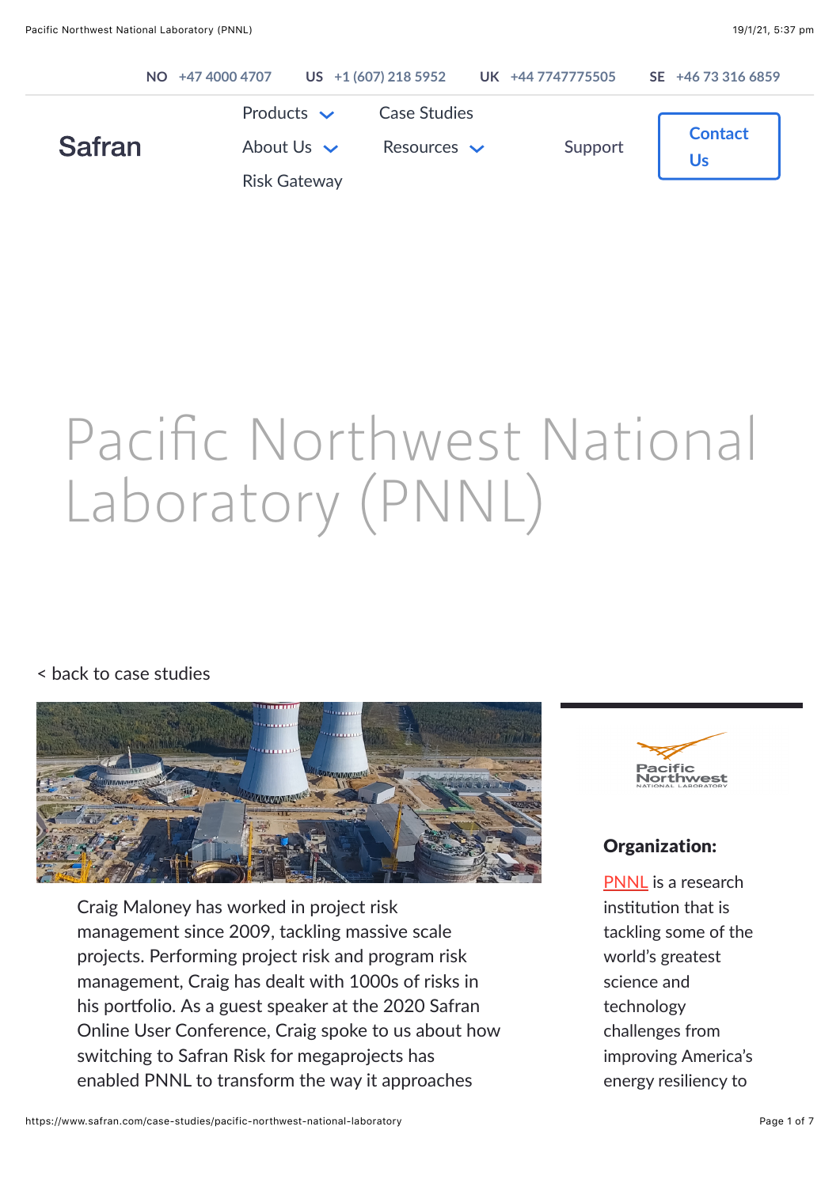NO +47 4000 4707 US +1 (607) 218 5952 UK +44 7747775505 SE +46 73 316 6859

Safran

Products About Us Risk Gateway Case Studies Resources Support Contact Us

# Pacific Northwest National Laboratory (PNNL)

< back to case studies

Craig Maloney has worked in project risk management since 2009, tackling massive scale projects. Performing project risk and program risk management, Craig has dealt with 1000s of risks in his portfolio. As a guest speaker at the 2020 Safran Online User Conference, Craig spoke to us about how switching to Safran Risk for megaprojects has enabled PNNL to transform the way it approaches

Pacific Northwest NATIONAL LABORATORY

## Organization:

PNNL is a research institution that is tackling some of the world's greatest science and technology challenges from improving America's energy resiliency to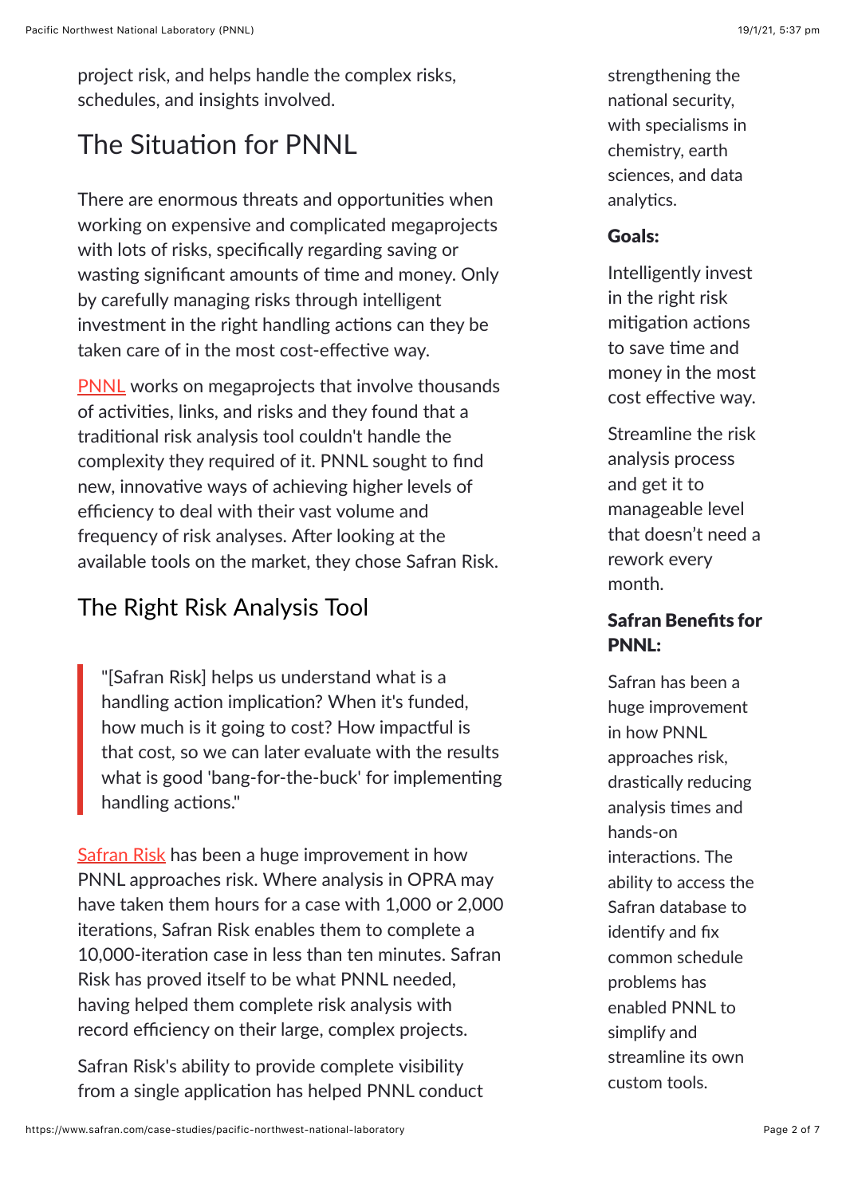project risk, and helps handle the complex risks, schedules, and insights involved.

## The Situation for PNNL

There are enormous threats and opportunities when working on expensive and complicated megaprojects with lots of risks, specifically regarding saving or wasting significant amounts of time and money. Only by carefully managing risks through intelligent investment in the right handling actions can they be taken care of in the most cost-effective way.

PNNL works on megaprojects that involve thousands of activities, links, and risks and they found that a traditional risk analysis tool couldn't handle the complexity they required of it. PNNL sought to find new, innovative ways of achieving higher levels of efficiency to deal with their vast volume and frequency of risk analyses. After looking at the available tools on the market, they chose Safran Risk.

## The Right Risk Analysis Tool

> "[Safran Risk] helps us understand what is a handling action implication? When it's funded, how much is it going to cost? How impactful is that cost, so we can later evaluate with the results what is good 'bang-for-the-buck' for implementing handling actions."

Safran Risk has been a huge improvement in how PNNL approaches risk. Where analysis in OPRA may have taken them hours for a case with 1,000 or 2,000 iterations, Safran Risk enables them to complete a 10,000-iteration case in less than ten minutes. Safran Risk has proved itself to be what PNNL needed, having helped them complete risk analysis with record efficiency on their large, complex projects.

Safran Risk's ability to provide complete visibility from a single application has helped PNNL conduct

strengthening the national security, with specialisms in chemistry, earth sciences, and data analytics.

### Goals:

Intelligently invest in the right risk mitigation actions to save time and money in the most cost effective way.

Streamline the risk analysis process and get it to manageable level that doesn't need a rework every month.

### Safran Benefits for PNNL:

Safran has been a huge improvement in how PNNL approaches risk, drastically reducing analysis times and hands-on interactions. The ability to access the Safran database to identify and fix common schedule problems has enabled PNNL to simplify and streamline its own custom tools.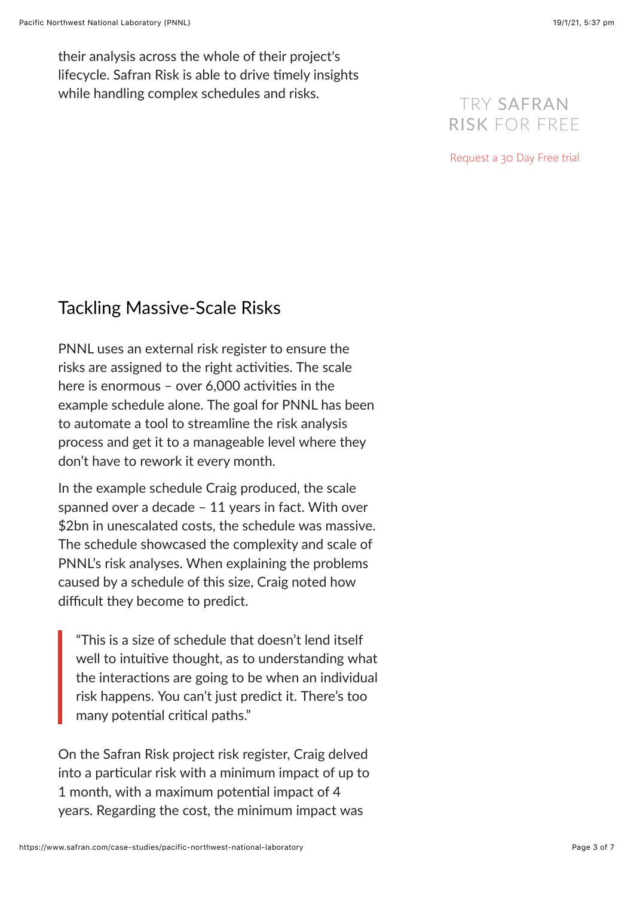their analysis across the whole of their project's lifecycle. Safran Risk is able to drive timely insights while handling complex schedules and risks.

TRY SAFRAN RISK FOR FREE

Request a 30 Day Free trial

## Tackling Massive-Scale Risks

PNNL uses an external risk register to ensure the risks are assigned to the right activities. The scale here is enormous – over 6,000 activities in the example schedule alone. The goal for PNNL has been to automate a tool to streamline the risk analysis process and get it to a manageable level where they don't have to rework it every month.

In the example schedule Craig produced, the scale spanned over a decade – 11 years in fact. With over $2bn in unescalated costs, the schedule was massive. The schedule showcased the complexity and scale of PNNL's risk analyses. When explaining the problems caused by a schedule of this size, Craig noted how difficult they become to predict.

> "This is a size of schedule that doesn't lend itself well to intuitive thought, as to understanding what the interactions are going to be when an individual risk happens. You can't just predict it. There's too many potential critical paths."

On the Safran Risk project risk register, Craig delved into a particular risk with a minimum impact of up to 1 month, with a maximum potential impact of 4 years. Regarding the cost, the minimum impact was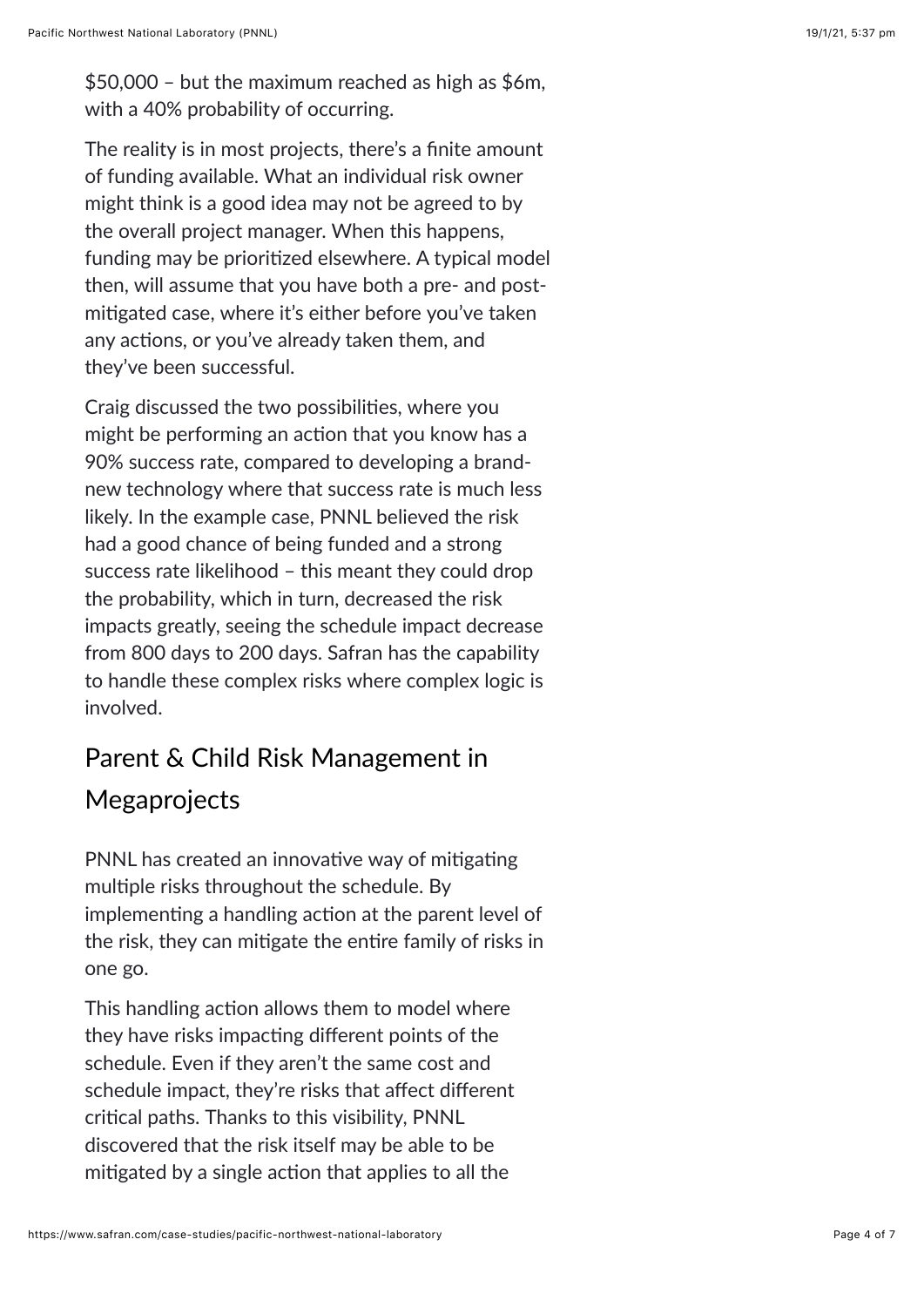$50,000 – but the maximum reached as high as $6m, with a 40% probability of occurring.

The reality is in most projects, there's a finite amount of funding available. What an individual risk owner might think is a good idea may not be agreed to by the overall project manager. When this happens, funding may be prioritized elsewhere. A typical model then, will assume that you have both a pre- and post-mitigated case, where it's either before you've taken any actions, or you've already taken them, and they've been successful.

Craig discussed the two possibilities, where you might be performing an action that you know has a 90% success rate, compared to developing a brand-new technology where that success rate is much less likely. In the example case, PNNL believed the risk had a good chance of being funded and a strong success rate likelihood – this meant they could drop the probability, which in turn, decreased the risk impacts greatly, seeing the schedule impact decrease from 800 days to 200 days. Safran has the capability to handle these complex risks where complex logic is involved.

## Parent & Child Risk Management in Megaprojects

PNNL has created an innovative way of mitigating multiple risks throughout the schedule. By implementing a handling action at the parent level of the risk, they can mitigate the entire family of risks in one go.

This handling action allows them to model where they have risks impacting different points of the schedule. Even if they aren't the same cost and schedule impact, they're risks that affect different critical paths. Thanks to this visibility, PNNL discovered that the risk itself may be able to be mitigated by a single action that applies to all the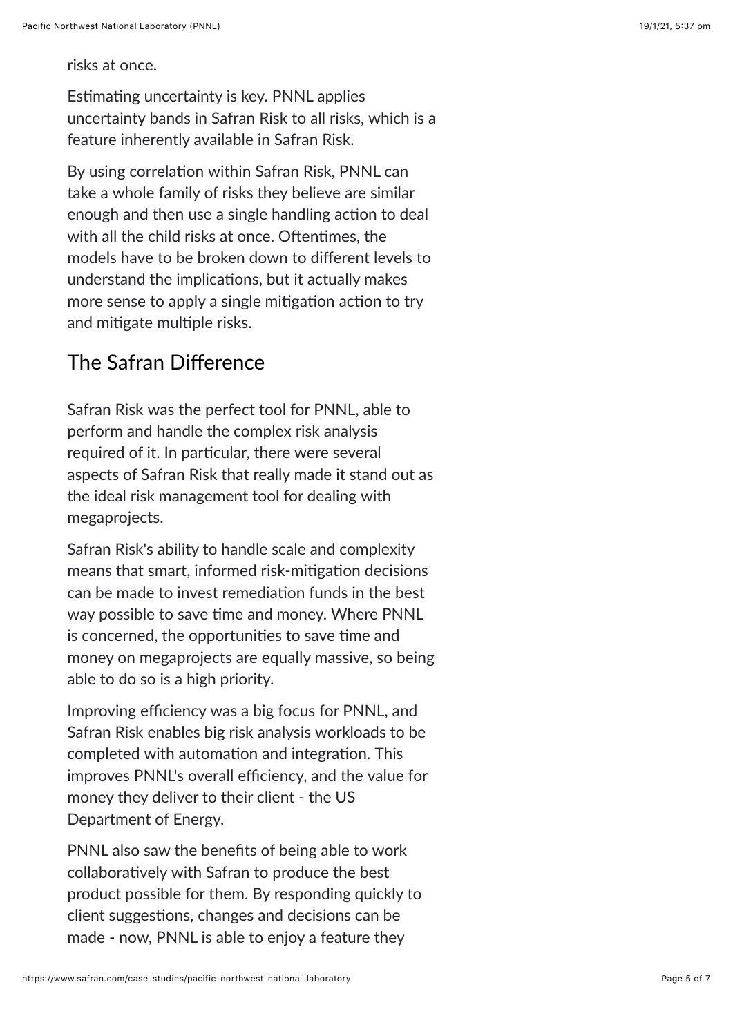risks at once.

Estimating uncertainty is key. PNNL applies uncertainty bands in Safran Risk to all risks, which is a feature inherently available in Safran Risk.

By using correlation within Safran Risk, PNNL can take a whole family of risks they believe are similar enough and then use a single handling action to deal with all the child risks at once. Oftentimes, the models have to be broken down to different levels to understand the implications, but it actually makes more sense to apply a single mitigation action to try and mitigate multiple risks.

## The Safran Difference

Safran Risk was the perfect tool for PNNL, able to perform and handle the complex risk analysis required of it. In particular, there were several aspects of Safran Risk that really made it stand out as the ideal risk management tool for dealing with megaprojects.

Safran Risk's ability to handle scale and complexity means that smart, informed risk-mitigation decisions can be made to invest remediation funds in the best way possible to save time and money. Where PNNL is concerned, the opportunities to save time and money on megaprojects are equally massive, so being able to do so is a high priority.

Improving efficiency was a big focus for PNNL, and Safran Risk enables big risk analysis workloads to be completed with automation and integration. This improves PNNL's overall efficiency, and the value for money they deliver to their client - the US Department of Energy.

PNNL also saw the benefits of being able to work collaboratively with Safran to produce the best product possible for them. By responding quickly to client suggestions, changes and decisions can be made - now, PNNL is able to enjoy a feature they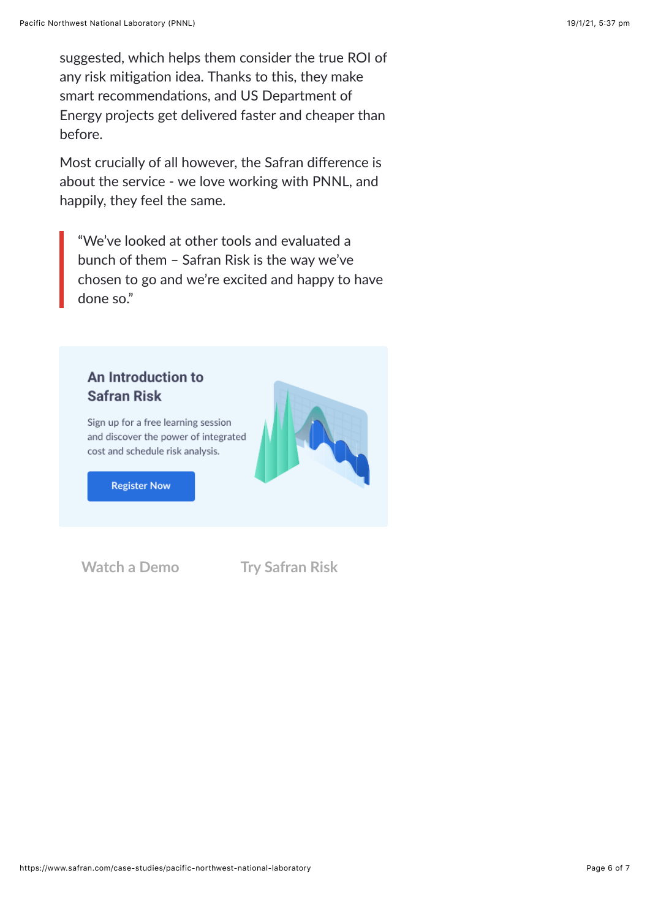suggested, which helps them consider the true ROI of any risk mitigation idea. Thanks to this, they make smart recommendations, and US Department of Energy projects get delivered faster and cheaper than before.

Most crucially of all however, the Safran difference is about the service - we love working with PNNL, and happily, they feel the same.

> "We've looked at other tools and evaluated a bunch of them – Safran Risk is the way we've chosen to go and we're excited and happy to have done so."

### An Introduction to Safran Risk

Sign up for a free learning session and discover the power of integrated cost and schedule risk analysis.

Register Now

Watch a Demo

Try Safran Risk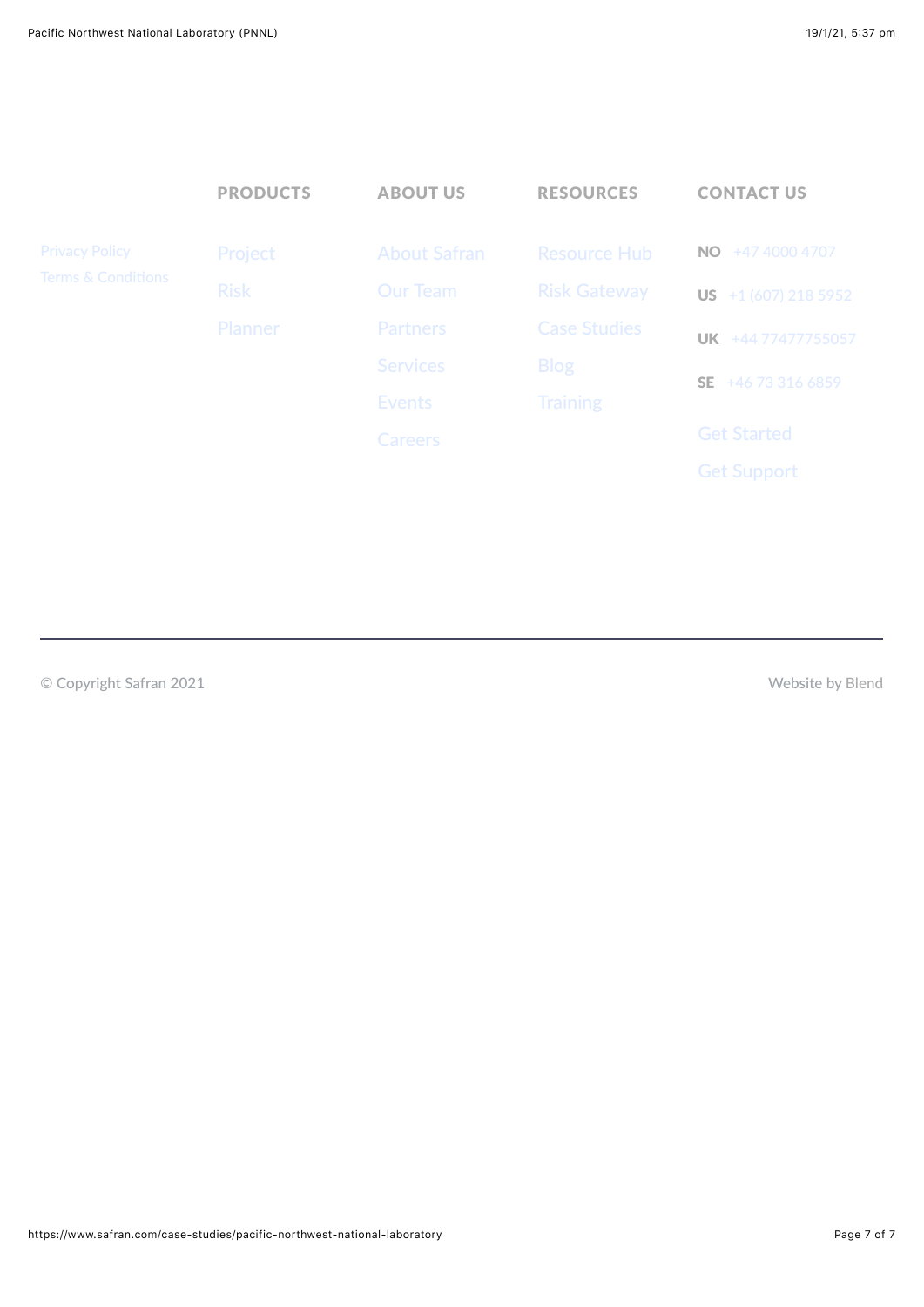Privacy Policy
Terms & Conditions

**PRODUCTS**

Project
Risk
Planner

**ABOUT US**

About Safran
Our Team
Partners
Services
Events
Careers

**RESOURCES**

Resource Hub
Risk Gateway
Case Studies
Blog
Training

**CONTACT US**

**NO** +47 4000 4707

**US** +1 (607) 218 5952

**UK** +44 77477755057

**SE** +46 73 316 6859

Get Started
Get Support

---

© Copyright Safran 2021

Website by Blend